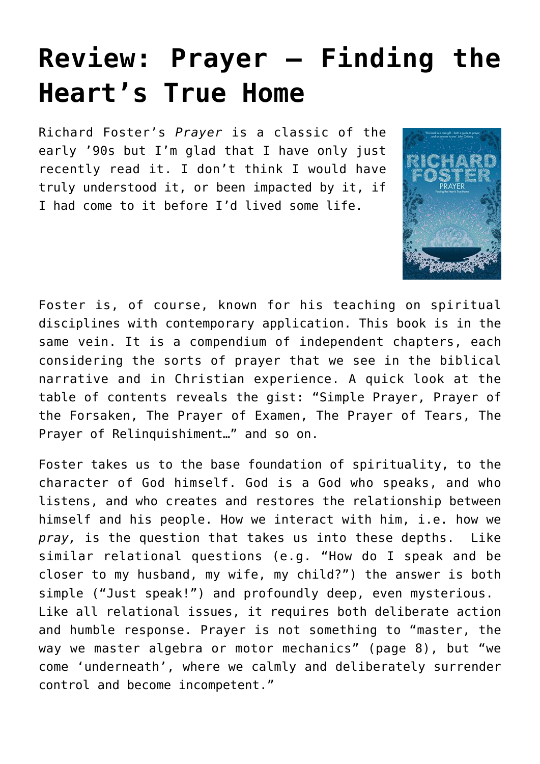# Review: Prayer – Finding the Heart's True Home

Richard Foster's *Prayer* is a classic of the early '90s but I'm glad that I have only just recently read it. I don't think I would have truly understood it, or been impacted by it, if I had come to it before I'd lived some life.

Foster is, of course, known for his teaching on spiritual disciplines with contemporary application. This book is in the same vein. It is a compendium of independent chapters, each considering the sorts of prayer that we see in the biblical narrative and in Christian experience. A quick look at the table of contents reveals the gist: "Simple Prayer, Prayer of the Forsaken, The Prayer of Examen, The Prayer of Tears, The Prayer of Relinquishment…" and so on.

Foster takes us to the base foundation of spirituality, to the character of God himself. God is a God who speaks, and who listens, and who creates and restores the relationship between himself and his people. How we interact with him, i.e. how we *pray,* is the question that takes us into these depths. Like similar relational questions (e.g. "How do I speak and be closer to my husband, my wife, my child?") the answer is both simple ("Just speak!") and profoundly deep, even mysterious. Like all relational issues, it requires both deliberate action and humble response. Prayer is not something to "master, the way we master algebra or motor mechanics" (page 8), but "we come 'underneath', where we calmly and deliberately surrender control and become incompetent."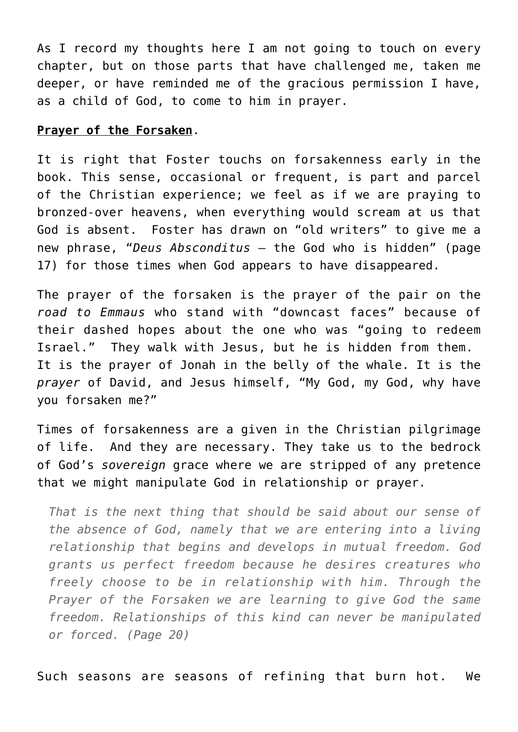As I record my thoughts here I am not going to touch on every chapter, but on those parts that have challenged me, taken me deeper, or have reminded me of the gracious permission I have, as a child of God, to come to him in prayer.

**Prayer of the Forsaken**.

It is right that Foster touchs on forsakenness early in the book. This sense, occasional or frequent, is part and parcel of the Christian experience; we feel as if we are praying to bronzed-over heavens, when everything would scream at us that God is absent. Foster has drawn on "old writers" to give me a new phrase, "*Deus Absconditus* – the God who is hidden" (page 17) for those times when God appears to have disappeared.

The prayer of the forsaken is the prayer of the pair on the *road to Emmaus* who stand with "downcast faces" because of their dashed hopes about the one who was "going to redeem Israel." They walk with Jesus, but he is hidden from them. It is the prayer of Jonah in the belly of the whale. It is the *prayer* of David, and Jesus himself, "My God, my God, why have you forsaken me?"

Times of forsakenness are a given in the Christian pilgrimage of life. And they are necessary. They take us to the bedrock of God's *sovereign* grace where we are stripped of any pretence that we might manipulate God in relationship or prayer.

> *That is the next thing that should be said about our sense of the absence of God, namely that we are entering into a living relationship that begins and develops in mutual freedom. God grants us perfect freedom because he desires creatures who freely choose to be in relationship with him. Through the Prayer of the Forsaken we are learning to give God the same freedom. Relationships of this kind can never be manipulated or forced. (Page 20)*

Such seasons are seasons of refining that burn hot. We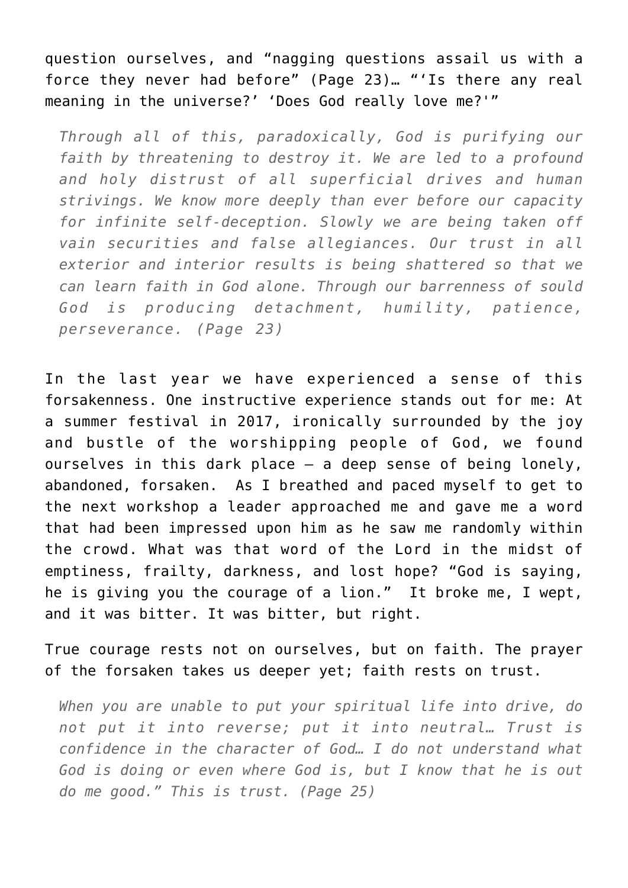question ourselves, and "nagging questions assail us with a force they never had before" (Page 23)… "'Is there any real meaning in the universe?' 'Does God really love me?'"

> *Through all of this, paradoxically, God is purifying our faith by threatening to destroy it. We are led to a profound and holy distrust of all superficial drives and human strivings. We know more deeply than ever before our capacity for infinite self-deception. Slowly we are being taken off vain securities and false allegiances. Our trust in all exterior and interior results is being shattered so that we can learn faith in God alone. Through our barrenness of sould God is producing detachment, humility, patience, perseverance. (Page 23)*

In the last year we have experienced a sense of this forsakenness. One instructive experience stands out for me: At a summer festival in 2017, ironically surrounded by the joy and bustle of the worshipping people of God, we found ourselves in this dark place – a deep sense of being lonely, abandoned, forsaken. As I breathed and paced myself to get to the next workshop a leader approached me and gave me a word that had been impressed upon him as he saw me randomly within the crowd. What was that word of the Lord in the midst of emptiness, frailty, darkness, and lost hope? "God is saying, he is giving you the courage of a lion." It broke me, I wept, and it was bitter. It was bitter, but right.

True courage rests not on ourselves, but on faith. The prayer of the forsaken takes us deeper yet; faith rests on trust.

> *When you are unable to put your spiritual life into drive, do not put it into reverse; put it into neutral… Trust is confidence in the character of God… I do not understand what God is doing or even where God is, but I know that he is out do me good." This is trust. (Page 25)*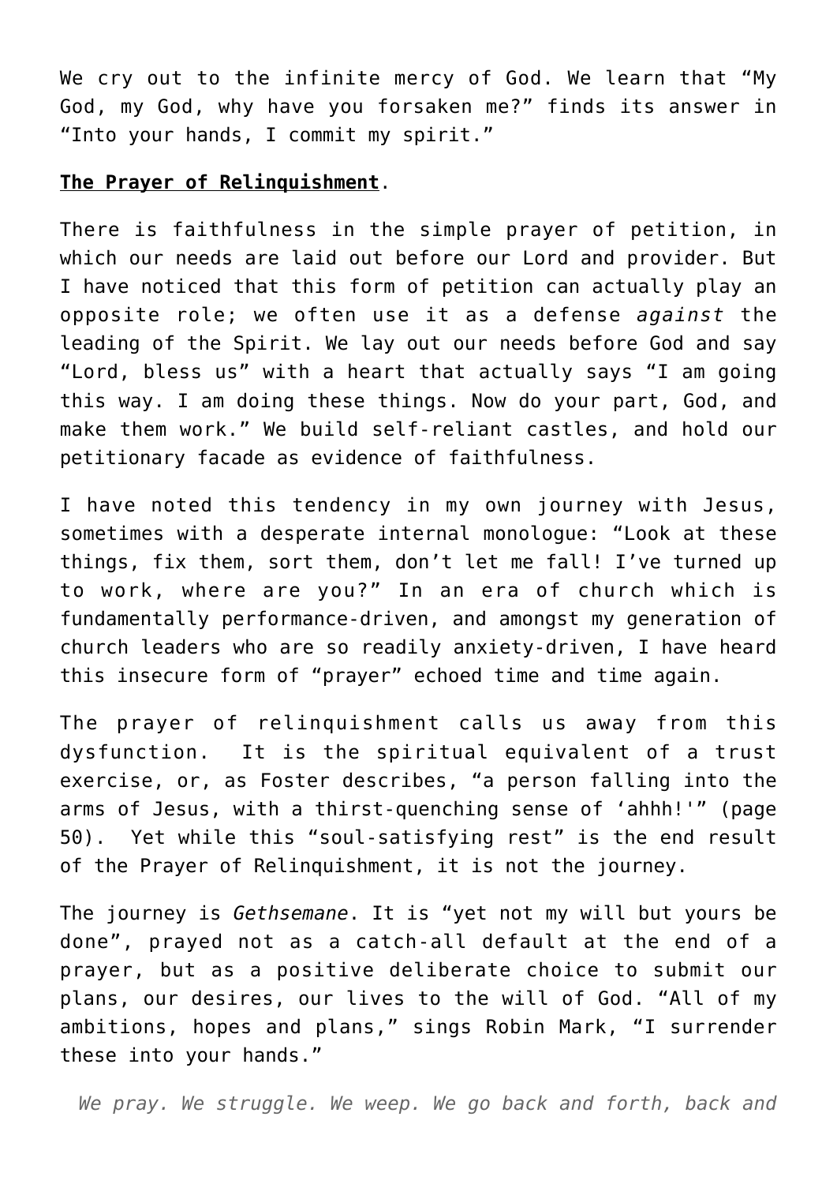We cry out to the infinite mercy of God. We learn that “My God, my God, why have you forsaken me?” finds its answer in “Into your hands, I commit my spirit.”

**The Prayer of Relinquishment**.

There is faithfulness in the simple prayer of petition, in which our needs are laid out before our Lord and provider. But I have noticed that this form of petition can actually play an opposite role; we often use it as a defense *against* the leading of the Spirit. We lay out our needs before God and say “Lord, bless us” with a heart that actually says “I am going this way. I am doing these things. Now do your part, God, and make them work.” We build self-reliant castles, and hold our petitionary facade as evidence of faithfulness.

I have noted this tendency in my own journey with Jesus, sometimes with a desperate internal monologue: “Look at these things, fix them, sort them, don’t let me fall! I’ve turned up to work, where are you?” In an era of church which is fundamentally performance-driven, and amongst my generation of church leaders who are so readily anxiety-driven, I have heard this insecure form of “prayer” echoed time and time again.

The prayer of relinquishment calls us away from this dysfunction. It is the spiritual equivalent of a trust exercise, or, as Foster describes, “a person falling into the arms of Jesus, with a thirst-quenching sense of ‘ahhh!'” (page 50). Yet while this “soul-satisfying rest” is the end result of the Prayer of Relinquishment, it is not the journey.

The journey is *Gethsemane*. It is “yet not my will but yours be done”, prayed not as a catch-all default at the end of a prayer, but as a positive deliberate choice to submit our plans, our desires, our lives to the will of God. “All of my ambitions, hopes and plans,” sings Robin Mark, “I surrender these into your hands.”

*We pray. We struggle. We weep. We go back and forth, back and*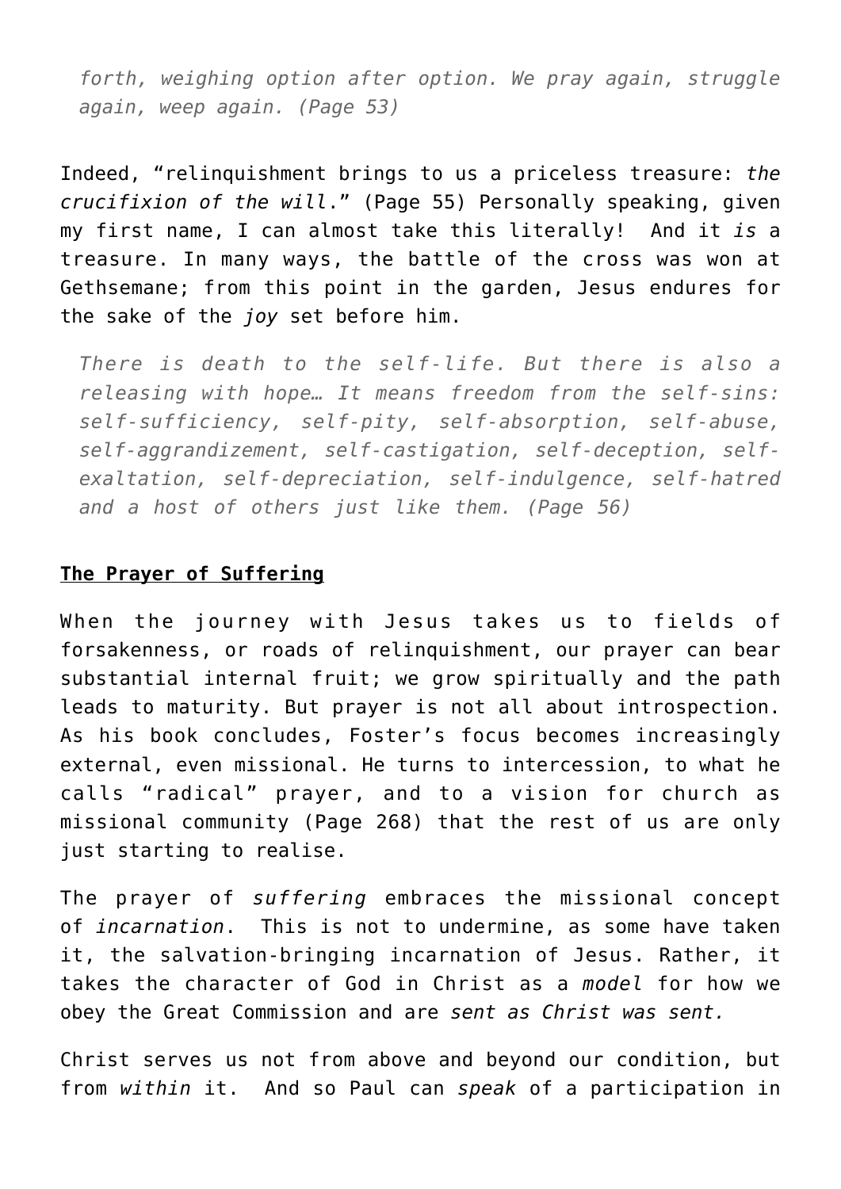> *forth, weighing option after option. We pray again, struggle again, weep again. (Page 53)*

Indeed, "relinquishment brings to us a priceless treasure: *the crucifixion of the will*." (Page 55) Personally speaking, given my first name, I can almost take this literally! And it *is* a treasure. In many ways, the battle of the cross was won at Gethsemane; from this point in the garden, Jesus endures for the sake of the *joy* set before him.

> *There is death to the self-life. But there is also a releasing with hope… It means freedom from the self-sins: self-sufficiency, self-pity, self-absorption, self-abuse, self-aggrandizement, self-castigation, self-deception, self-exaltation, self-depreciation, self-indulgence, self-hatred and a host of others just like them. (Page 56)*

**The Prayer of Suffering**

When the journey with Jesus takes us to fields of forsakenness, or roads of relinquishment, our prayer can bear substantial internal fruit; we grow spiritually and the path leads to maturity. But prayer is not all about introspection. As his book concludes, Foster's focus becomes increasingly external, even missional. He turns to intercession, to what he calls "radical" prayer, and to a vision for church as missional community (Page 268) that the rest of us are only just starting to realise.

The prayer of *suffering* embraces the missional concept of *incarnation*. This is not to undermine, as some have taken it, the salvation-bringing incarnation of Jesus. Rather, it takes the character of God in Christ as a *model* for how we obey the Great Commission and are *sent as Christ was sent.*

Christ serves us not from above and beyond our condition, but from *within* it. And so Paul can *speak* of a participation in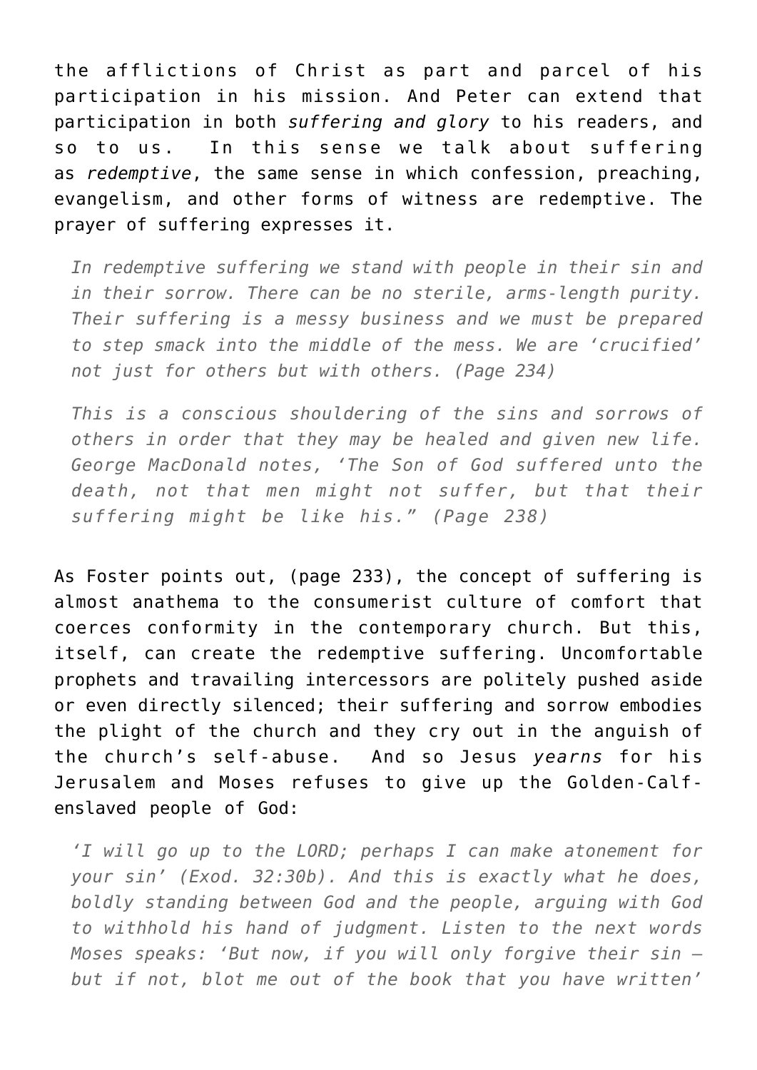the afflictions of Christ as part and parcel of his participation in his mission. And Peter can extend that participation in both *suffering and glory* to his readers, and so to us. In this sense we talk about suffering as *redemptive*, the same sense in which confession, preaching, evangelism, and other forms of witness are redemptive. The prayer of suffering expresses it.

> *In redemptive suffering we stand with people in their sin and in their sorrow. There can be no sterile, arms-length purity. Their suffering is a messy business and we must be prepared to step smack into the middle of the mess. We are 'crucified' not just for others but with others. (Page 234)*

> *This is a conscious shouldering of the sins and sorrows of others in order that they may be healed and given new life. George MacDonald notes, 'The Son of God suffered unto the death, not that men might not suffer, but that their suffering might be like his." (Page 238)*

As Foster points out, (page 233), the concept of suffering is almost anathema to the consumerist culture of comfort that coerces conformity in the contemporary church. But this, itself, can create the redemptive suffering. Uncomfortable prophets and travailing intercessors are politely pushed aside or even directly silenced; their suffering and sorrow embodies the plight of the church and they cry out in the anguish of the church's self-abuse. And so Jesus *yearns* for his Jerusalem and Moses refuses to give up the Golden-Calf-enslaved people of God:

> *'I will go up to the LORD; perhaps I can make atonement for your sin' (Exod. 32:30b). And this is exactly what he does, boldly standing between God and the people, arguing with God to withhold his hand of judgment. Listen to the next words Moses speaks: 'But now, if you will only forgive their sin — but if not, blot me out of the book that you have written'*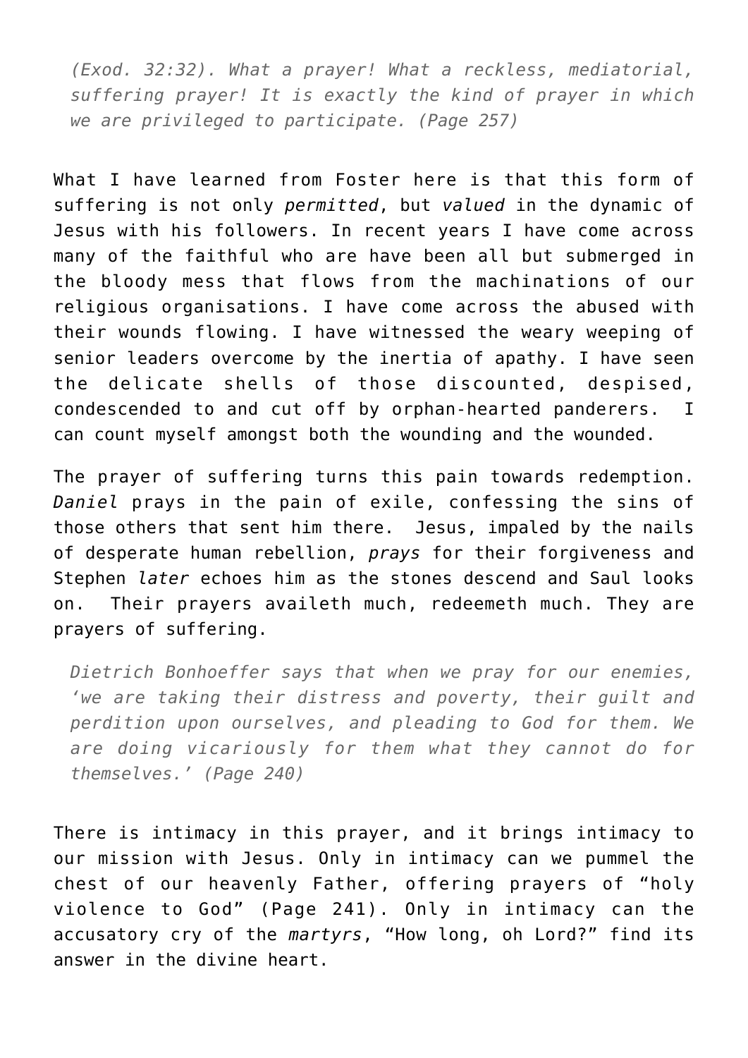> *(Exod. 32:32). What a prayer! What a reckless, mediatorial, suffering prayer! It is exactly the kind of prayer in which we are privileged to participate. (Page 257)*

What I have learned from Foster here is that this form of suffering is not only *permitted*, but *valued* in the dynamic of Jesus with his followers. In recent years I have come across many of the faithful who are have been all but submerged in the bloody mess that flows from the machinations of our religious organisations. I have come across the abused with their wounds flowing. I have witnessed the weary weeping of senior leaders overcome by the inertia of apathy. I have seen the delicate shells of those discounted, despised, condescended to and cut off by orphan-hearted panderers. I can count myself amongst both the wounding and the wounded.

The prayer of suffering turns this pain towards redemption. *Daniel* prays in the pain of exile, confessing the sins of those others that sent him there. Jesus, impaled by the nails of desperate human rebellion, *prays* for their forgiveness and Stephen *later* echoes him as the stones descend and Saul looks on. Their prayers availeth much, redeemeth much. They are prayers of suffering.

> *Dietrich Bonhoeffer says that when we pray for our enemies, 'we are taking their distress and poverty, their guilt and perdition upon ourselves, and pleading to God for them. We are doing vicariously for them what they cannot do for themselves.' (Page 240)*

There is intimacy in this prayer, and it brings intimacy to our mission with Jesus. Only in intimacy can we pummel the chest of our heavenly Father, offering prayers of "holy violence to God" (Page 241). Only in intimacy can the accusatory cry of the *martyrs*, "How long, oh Lord?" find its answer in the divine heart.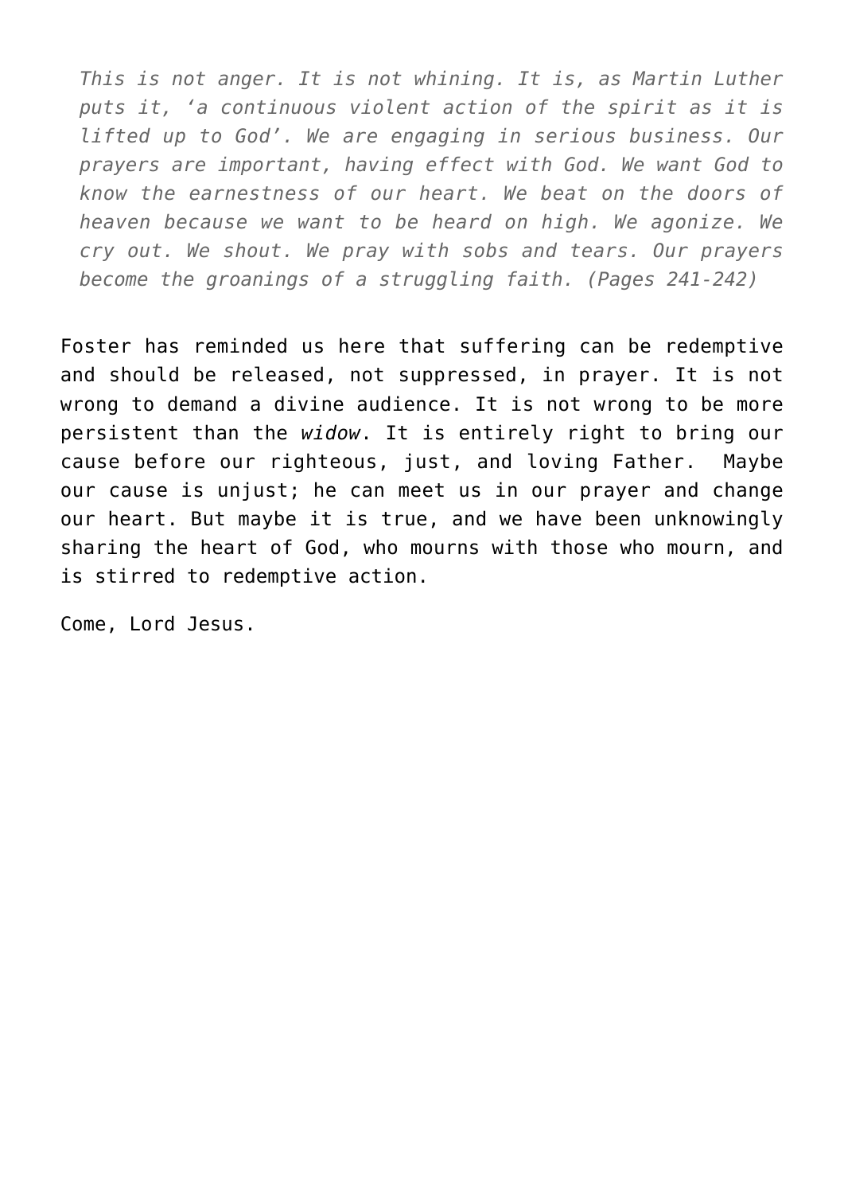> *This is not anger. It is not whining. It is, as Martin Luther puts it, 'a continuous violent action of the spirit as it is lifted up to God'. We are engaging in serious business. Our prayers are important, having effect with God. We want God to know the earnestness of our heart. We beat on the doors of heaven because we want to be heard on high. We agonize. We cry out. We shout. We pray with sobs and tears. Our prayers become the groanings of a struggling faith. (Pages 241-242)*

Foster has reminded us here that suffering can be redemptive and should be released, not suppressed, in prayer. It is not wrong to demand a divine audience. It is not wrong to be more persistent than the *widow*. It is entirely right to bring our cause before our righteous, just, and loving Father. Maybe our cause is unjust; he can meet us in our prayer and change our heart. But maybe it is true, and we have been unknowingly sharing the heart of God, who mourns with those who mourn, and is stirred to redemptive action.

Come, Lord Jesus.